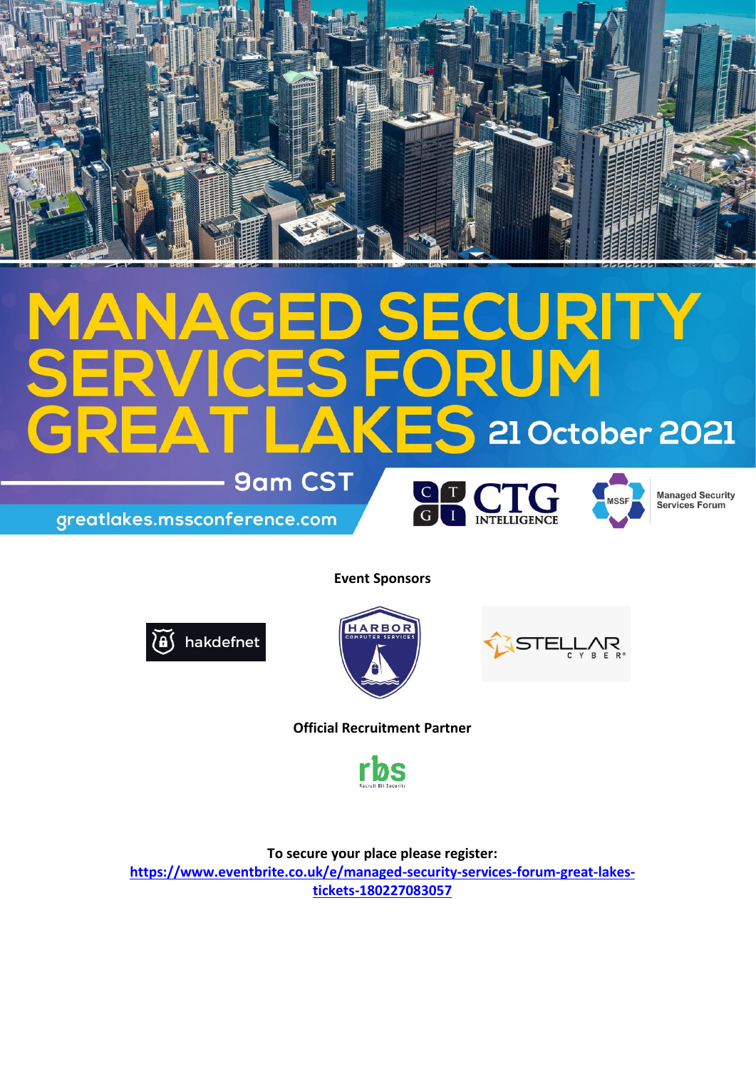# MANAGED SECURITY SERVICES FORUM GREAT LAKES 21 October 2021

9am CST

greatlakes.mssconference.com

CTG INTELLIGENCE

MSSF Managed Security Services Forum

**Event Sponsors**

hakdefnet

HARBOR COMPUTER SERVICES

STELLAR CYBER

**Official Recruitment Partner**

rbs Recruit Bit Security

**To secure your place please register:**
**https://www.eventbrite.co.uk/e/managed-security-services-forum-great-lakes-tickets-180227083057**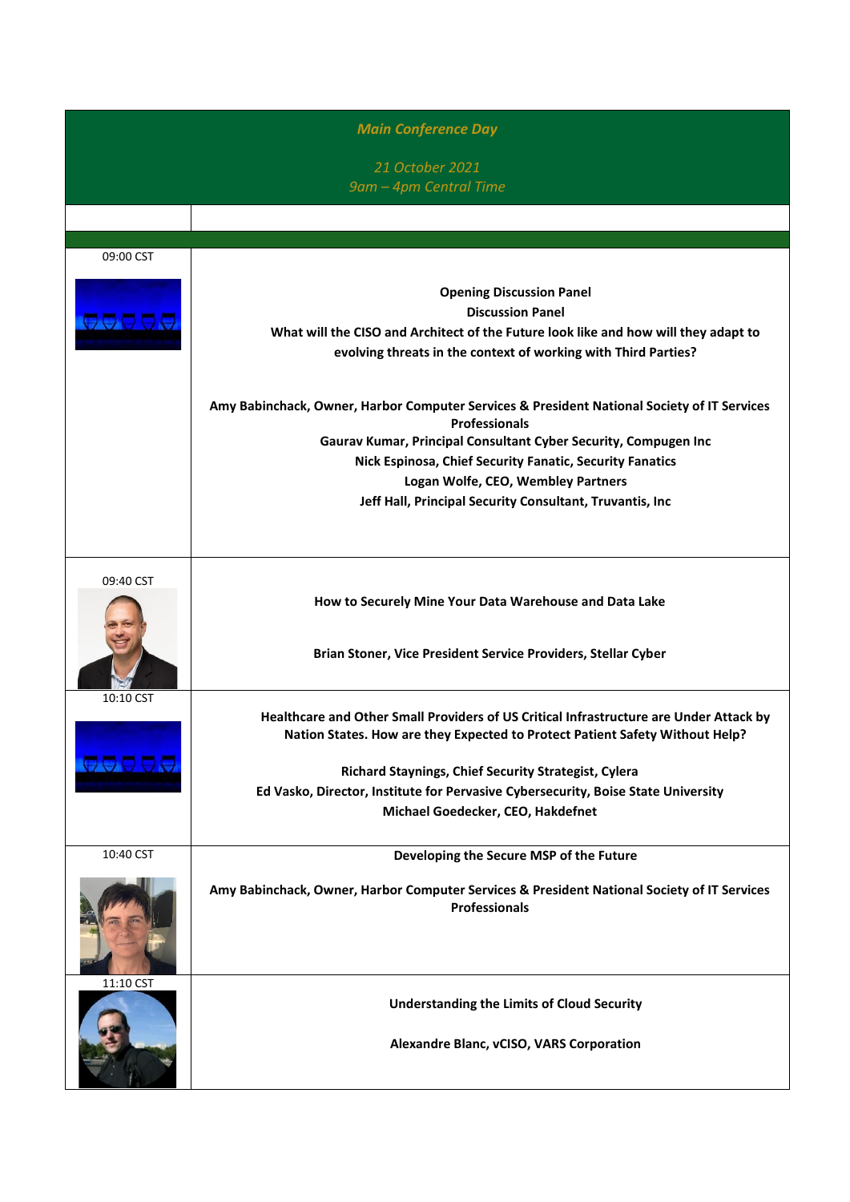| Main Conference Day<br><br>21 October 2021<br>9am – 4pm Central Time | |
|---|---|
| | |
| | |
| 09:00 CST | **Opening Discussion Panel**<br>**Discussion Panel**<br>**What will the CISO and Architect of the Future look like and how will they adapt to evolving threats in the context of working with Third Parties?**<br><br>**Amy Babinchack, Owner, Harbor Computer Services & President National Society of IT Services Professionals**<br>**Gaurav Kumar, Principal Consultant Cyber Security, Compugen Inc**<br>**Nick Espinosa, Chief Security Fanatic, Security Fanatics**<br>**Logan Wolfe, CEO, Wembley Partners**<br>**Jeff Hall, Principal Security Consultant, Truvantis, Inc** |
| 09:40 CST | **How to Securely Mine Your Data Warehouse and Data Lake**<br><br>**Brian Stoner, Vice President Service Providers, Stellar Cyber** |
| 10:10 CST | **Healthcare and Other Small Providers of US Critical Infrastructure are Under Attack by Nation States. How are they Expected to Protect Patient Safety Without Help?**<br><br>**Richard Staynings, Chief Security Strategist, Cylera**<br>**Ed Vasko, Director, Institute for Pervasive Cybersecurity, Boise State University**<br>**Michael Goedecker, CEO, Hakdefnet** |
| 10:40 CST | **Developing the Secure MSP of the Future**<br><br>**Amy Babinchack, Owner, Harbor Computer Services & President National Society of IT Services Professionals** |
| 11:10 CST | **Understanding the Limits of Cloud Security**<br><br>**Alexandre Blanc, vCISO, VARS Corporation** |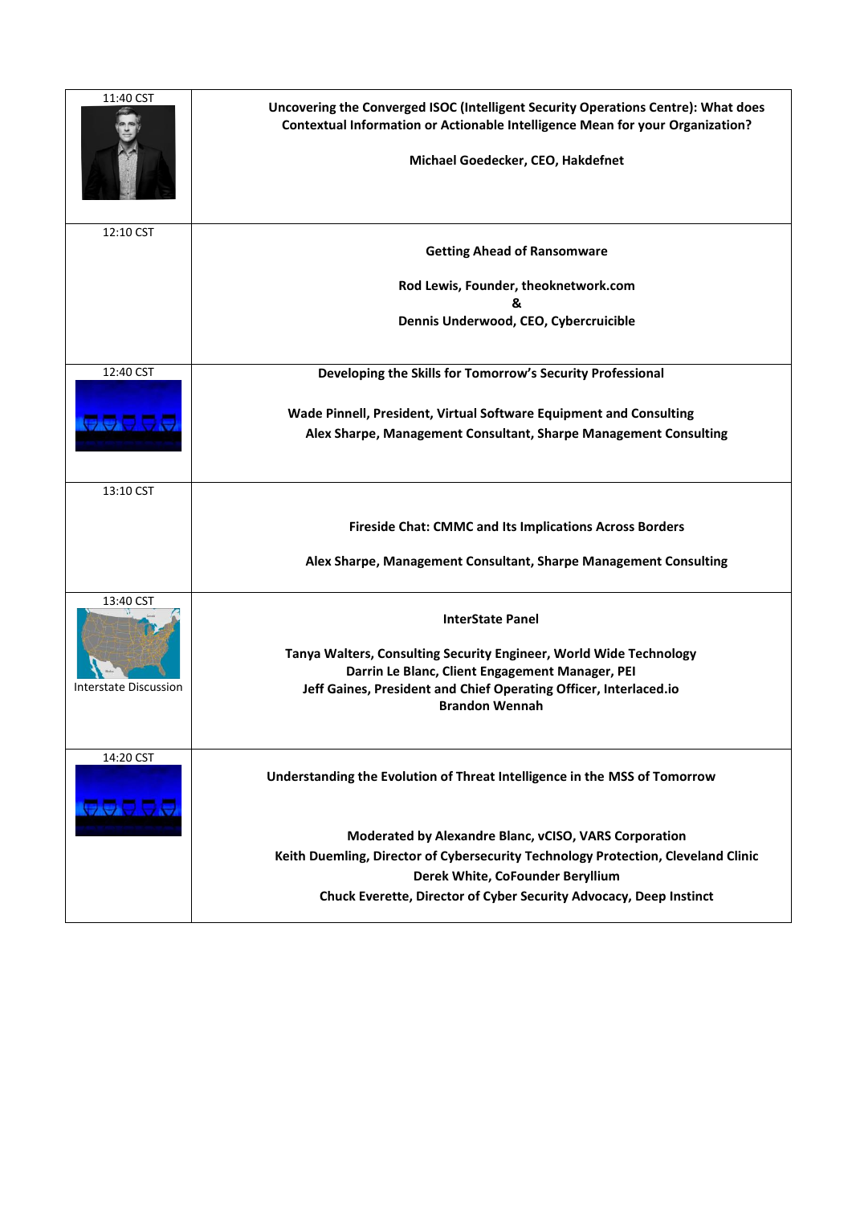| Time | Session |
| --- | --- |
| 11:40 CST | **Uncovering the Converged ISOC (Intelligent Security Operations Centre): What does Contextual Information or Actionable Intelligence Mean for your Organization?**<br><br>**Michael Goedecker, CEO, Hakdefnet** |
| 12:10 CST | **Getting Ahead of Ransomware**<br><br>**Rod Lewis, Founder, theoknetwork.com**<br>**&**<br>**Dennis Underwood, CEO, Cybercruicible** |
| 12:40 CST | **Developing the Skills for Tomorrow's Security Professional**<br><br>**Wade Pinnell, President, Virtual Software Equipment and Consulting**<br>**Alex Sharpe, Management Consultant, Sharpe Management Consulting** |
| 13:10 CST | **Fireside Chat: CMMC and Its Implications Across Borders**<br><br>**Alex Sharpe, Management Consultant, Sharpe Management Consulting** |
| 13:40 CST<br><br>Interstate Discussion | **InterState Panel**<br><br>**Tanya Walters, Consulting Security Engineer, World Wide Technology**<br>**Darrin Le Blanc, Client Engagement Manager, PEI**<br>**Jeff Gaines, President and Chief Operating Officer, Interlaced.io**<br>**Brandon Wennah** |
| 14:20 CST | **Understanding the Evolution of Threat Intelligence in the MSS of Tomorrow**<br><br>**Moderated by Alexandre Blanc, vCISO, VARS Corporation**<br>**Keith Duemling, Director of Cybersecurity Technology Protection, Cleveland Clinic**<br>**Derek White, CoFounder Beryllium**<br>**Chuck Everette, Director of Cyber Security Advocacy, Deep Instinct** |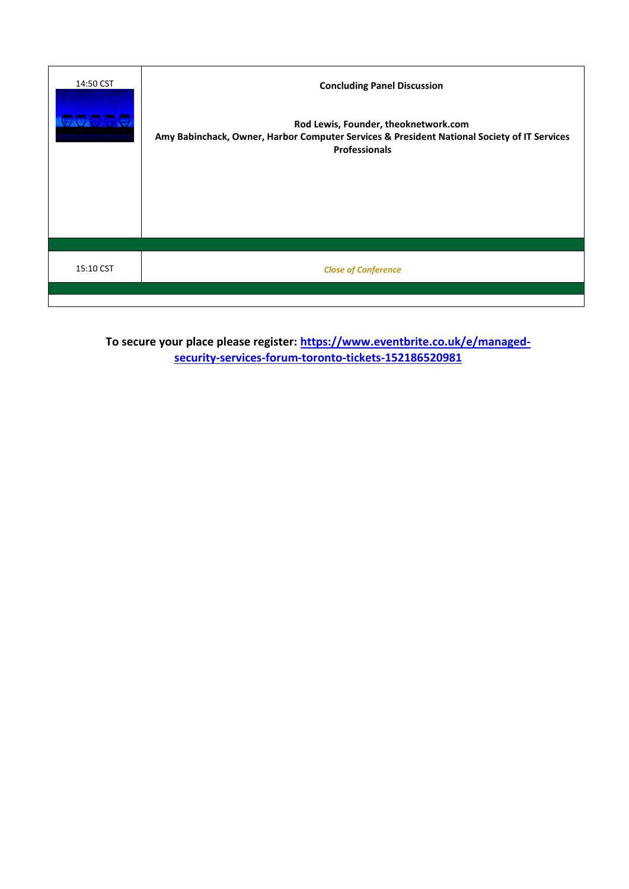| | |
|---|---|
| 14:50 CST | **Concluding Panel Discussion**<br><br>**Rod Lewis, Founder, theoknetwork.com**<br>**Amy Babinchack, Owner, Harbor Computer Services & President National Society of IT Services Professionals** |
| | |
| 15:10 CST | ***Close of Conference*** |
| | |
| | |

**To secure your place please register: [https://www.eventbrite.co.uk/e/managed-security-services-forum-toronto-tickets-152186520981](https://www.eventbrite.co.uk/e/managed-security-services-forum-toronto-tickets-152186520981)**